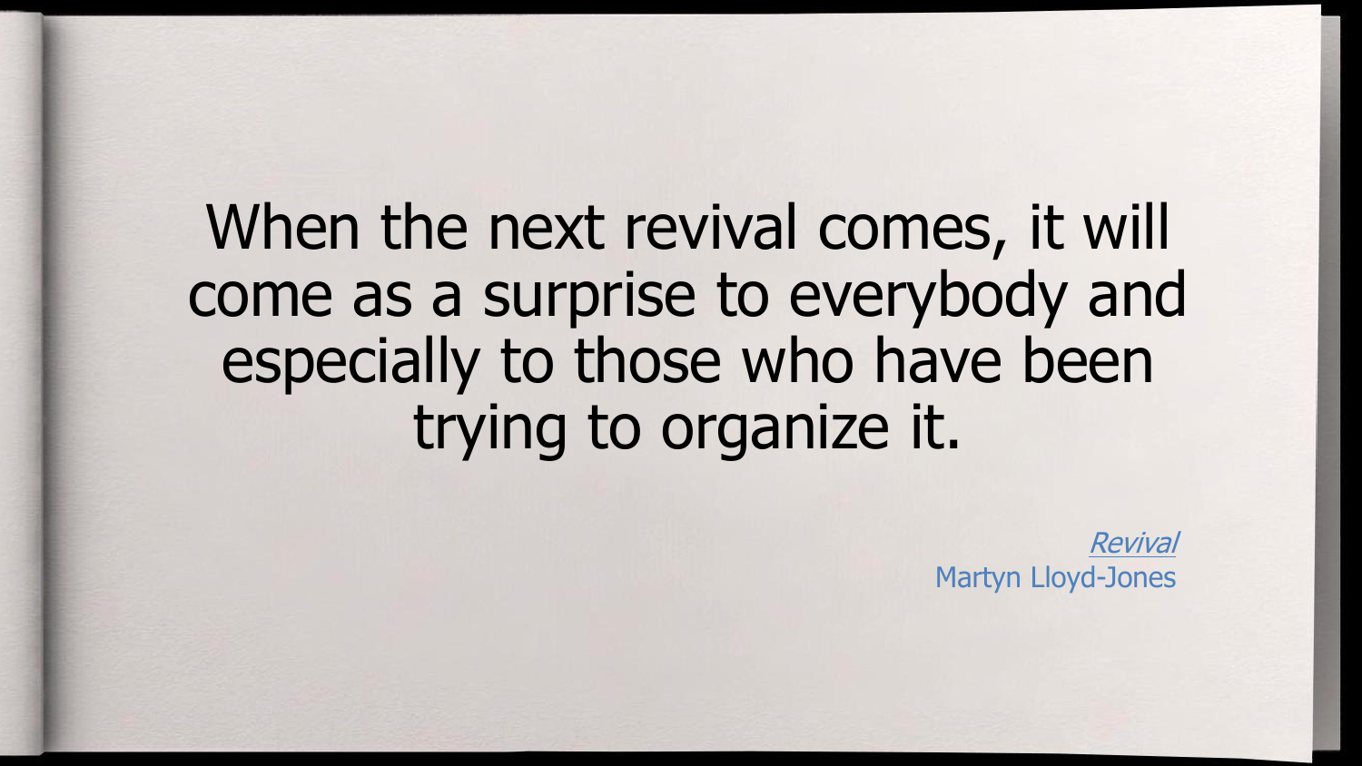When the next revival comes, it will come as a surprise to everybody and especially to those who have been trying to organize it.

*Revival*
Martyn Lloyd-Jones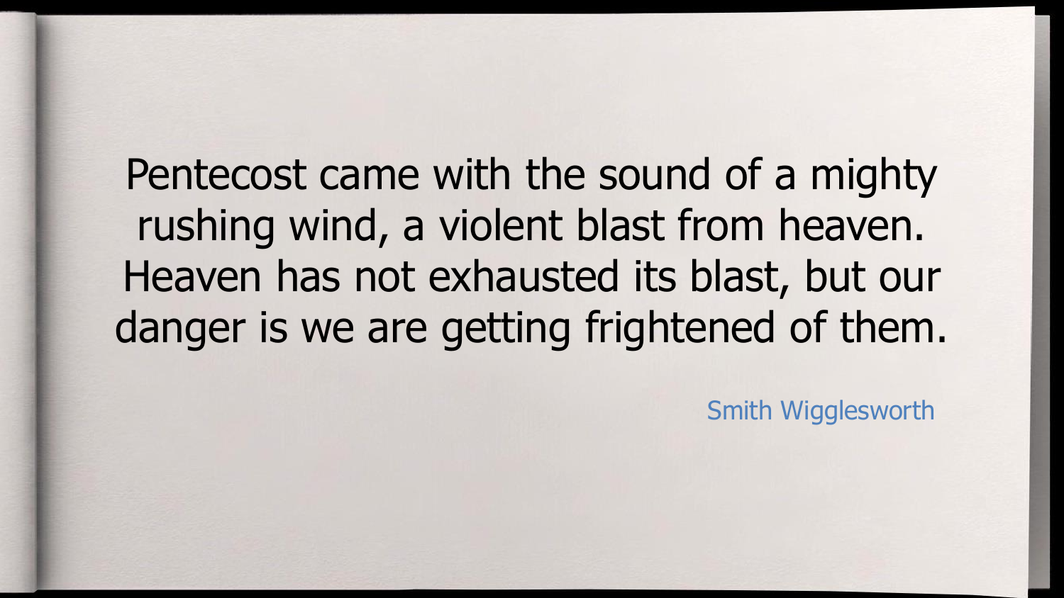Pentecost came with the sound of a mighty rushing wind, a violent blast from heaven. Heaven has not exhausted its blast, but our danger is we are getting frightened of them.

Smith Wigglesworth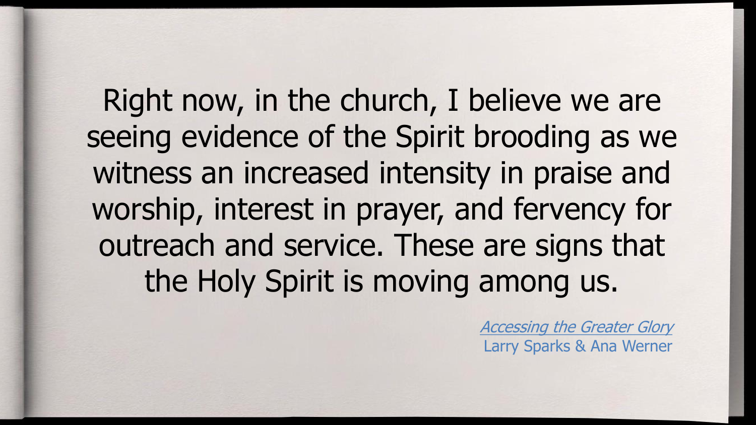Right now, in the church, I believe we are seeing evidence of the Spirit brooding as we witness an increased intensity in praise and worship, interest in prayer, and fervency for outreach and service. These are signs that the Holy Spirit is moving among us.

*Accessing the Greater Glory*
Larry Sparks & Ana Werner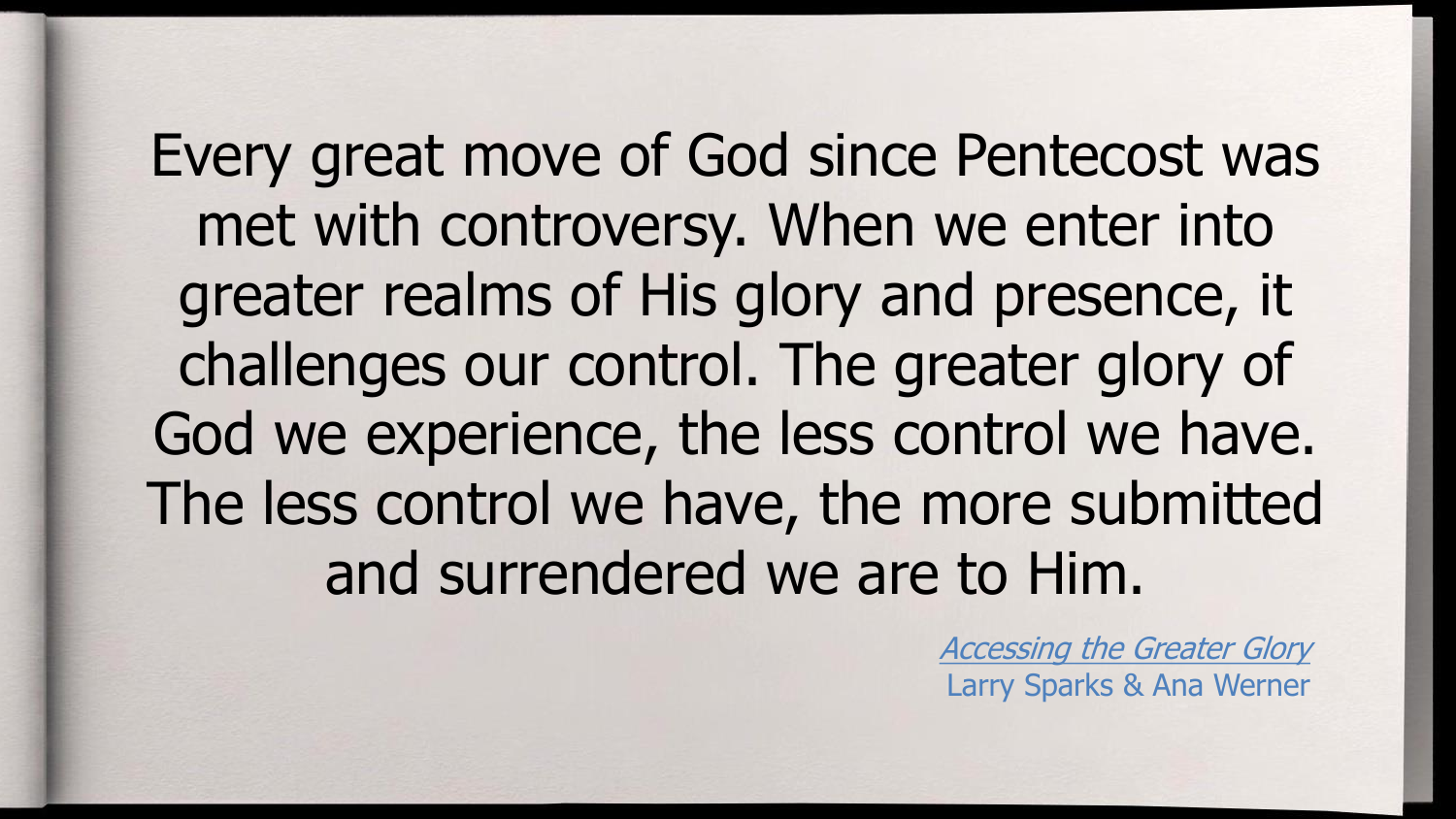Every great move of God since Pentecost was met with controversy. When we enter into greater realms of His glory and presence, it challenges our control. The greater glory of God we experience, the less control we have. The less control we have, the more submitted and surrendered we are to Him.

*Accessing the Greater Glory*
Larry Sparks & Ana Werner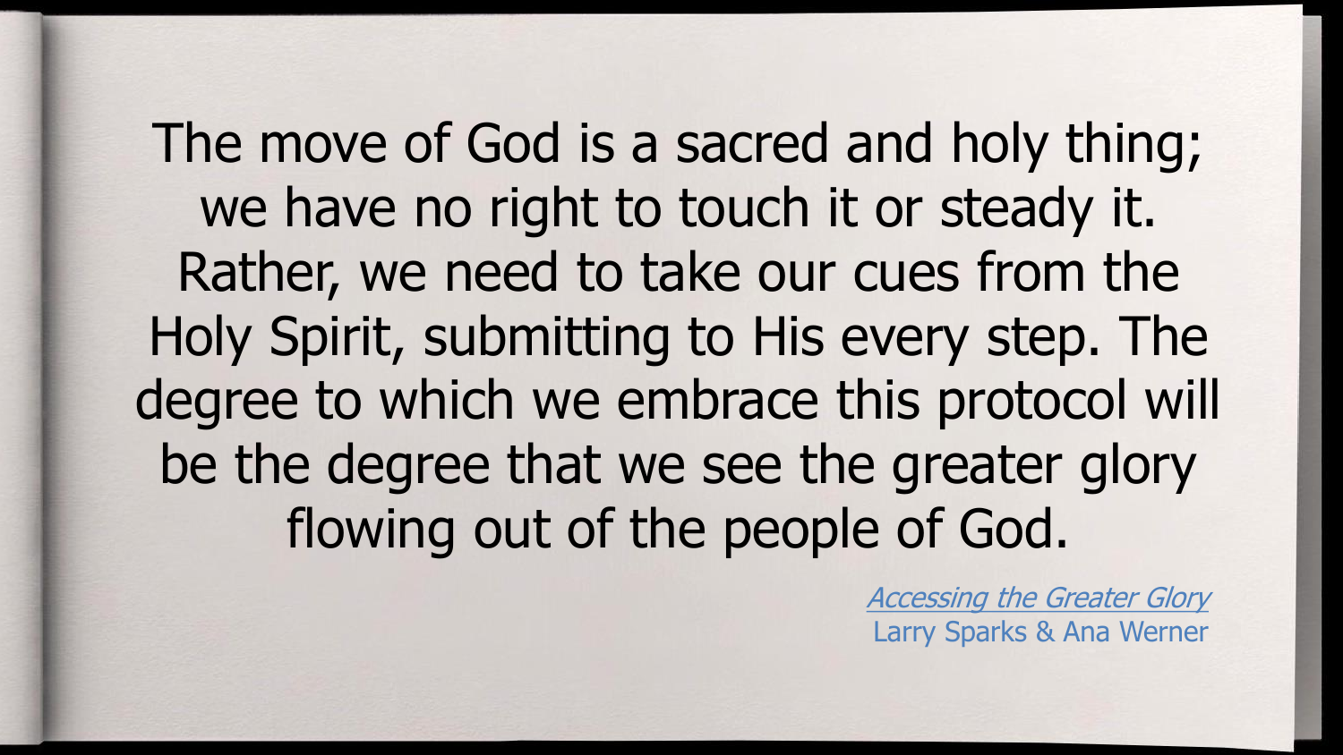The move of God is a sacred and holy thing; we have no right to touch it or steady it. Rather, we need to take our cues from the Holy Spirit, submitting to His every step. The degree to which we embrace this protocol will be the degree that we see the greater glory flowing out of the people of God.

*Accessing the Greater Glory*
Larry Sparks & Ana Werner